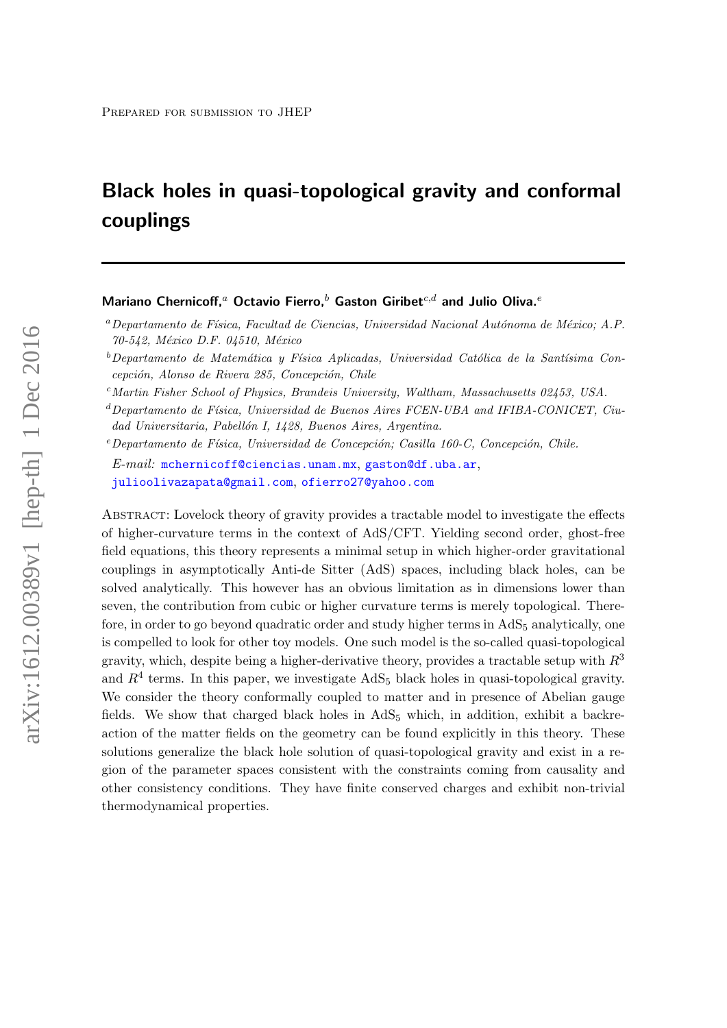Prepared for submission to JHEP

# Black holes in quasi-topological gravity and conformal couplings

**Mariano Chernicoff,[a] Octavio Fierro,[b] Gaston Giribet[c,d] and Julio Oliva.[e]**

[a] *Departamento de Física, Facultad de Ciencias, Universidad Nacional Autónoma de México; A.P. 70-542, México D.F. 04510, México*

[b] *Departamento de Matemática y Física Aplicadas, Universidad Católica de la Santísima Concepción, Alonso de Rivera 285, Concepción, Chile*

[c] *Martin Fisher School of Physics, Brandeis University, Waltham, Massachusetts 02453, USA.*

[d] *Departamento de Física, Universidad de Buenos Aires FCEN-UBA and IFIBA-CONICET, Ciudad Universitaria, Pabellón I, 1428, Buenos Aires, Argentina.*

[e] *Departamento de Física, Universidad de Concepción; Casilla 160-C, Concepción, Chile.*

*E-mail:* mchernicoff@ciencias.unam.mx, gaston@df.uba.ar, juliooliyazapata@gmail.com, ofierro27@yahoo.com

Abstract: Lovelock theory of gravity provides a tractable model to investigate the effects of higher-curvature terms in the context of AdS/CFT. Yielding second order, ghost-free field equations, this theory represents a minimal setup in which higher-order gravitational couplings in asymptotically Anti-de Sitter (AdS) spaces, including black holes, can be solved analytically. This however has an obvious limitation as in dimensions lower than seven, the contribution from cubic or higher curvature terms is merely topological. Therefore, in order to go beyond quadratic order and study higher terms in $AdS_5$ analytically, one is compelled to look for other toy models. One such model is the so-called quasi-topological gravity, which, despite being a higher-derivative theory, provides a tractable setup with $R^3$ and $R^4$ terms. In this paper, we investigate $AdS_5$ black holes in quasi-topological gravity. We consider the theory conformally coupled to matter and in presence of Abelian gauge fields. We show that charged black holes in $AdS_5$ which, in addition, exhibit a backreaction of the matter fields on the geometry can be found explicitly in this theory. These solutions generalize the black hole solution of quasi-topological gravity and exist in a region of the parameter spaces consistent with the constraints coming from causality and other consistency conditions. They have finite conserved charges and exhibit non-trivial thermodynamical properties.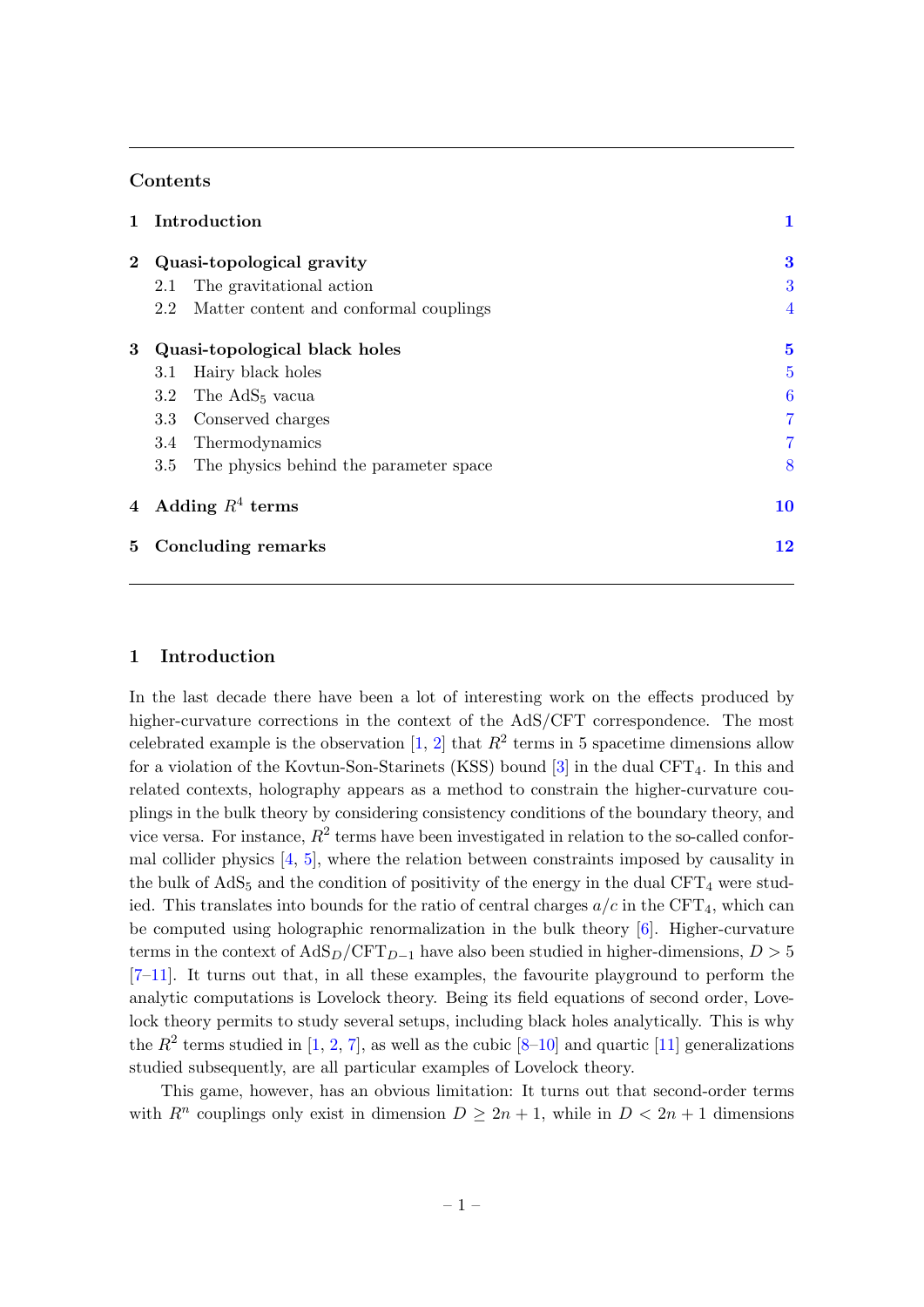## Contents

| | | |
|---|---|---|
| **1** | **Introduction** | **1** |
| **2** | **Quasi-topological gravity** | **3** |
| | 2.1 The gravitational action | 3 |
| | 2.2 Matter content and conformal couplings | 4 |
| **3** | **Quasi-topological black holes** | **5** |
| | 3.1 Hairy black holes | 5 |
| | 3.2 The $AdS_5$ vacua | 6 |
| | 3.3 Conserved charges | 7 |
| | 3.4 Thermodynamics | 7 |
| | 3.5 The physics behind the parameter space | 8 |
| **4** | **Adding $R^4$ terms** | **10** |
| **5** | **Concluding remarks** | **12** |

# 1 Introduction

In the last decade there have been a lot of interesting work on the effects produced by higher-curvature corrections in the context of the AdS/CFT correspondence. The most celebrated example is the observation [1, 2] that $R^2$ terms in 5 spacetime dimensions allow for a violation of the Kovtun-Son-Starinets (KSS) bound [3] in the dual $CFT_4$. In this and related contexts, holography appears as a method to constrain the higher-curvature couplings in the bulk theory by considering consistency conditions of the boundary theory, and vice versa. For instance, $R^2$ terms have been investigated in relation to the so-called conformal collider physics [4, 5], where the relation between constraints imposed by causality in the bulk of $AdS_5$ and the condition of positivity of the energy in the dual $CFT_4$ were studied. This translates into bounds for the ratio of central charges $a/c$ in the $CFT_4$, which can be computed using holographic renormalization in the bulk theory [6]. Higher-curvature terms in the context of $AdS_D/CFT_{D-1}$ have also been studied in higher-dimensions, $D > 5$ [7–11]. It turns out that, in all these examples, the favourite playground to perform the analytic computations is Lovelock theory. Being its field equations of second order, Lovelock theory permits to study several setups, including black holes analytically. This is why the $R^2$ terms studied in [1, 2, 7], as well as the cubic [8–10] and quartic [11] generalizations studied subsequently, are all particular examples of Lovelock theory.

This game, however, has an obvious limitation: It turns out that second-order terms with $R^n$ couplings only exist in dimension $D \geq 2n + 1$, while in $D < 2n + 1$ dimensions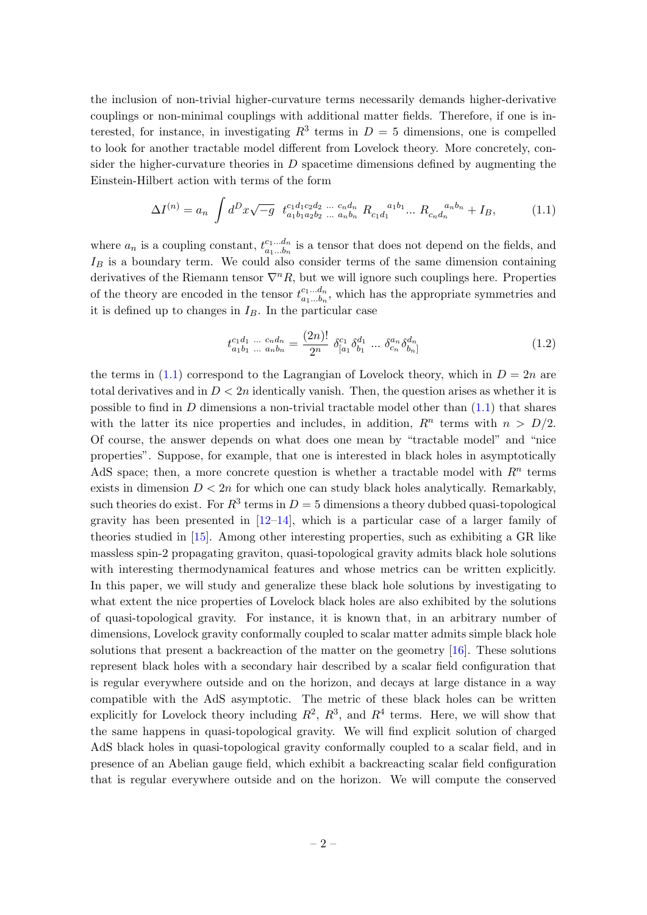the inclusion of non-trivial higher-curvature terms necessarily demands higher-derivative couplings or non-minimal couplings with additional matter fields. Therefore, if one is interested, for instance, in investigating $R^3$ terms in $D = 5$ dimensions, one is compelled to look for another tractable model different from Lovelock theory. More concretely, consider the higher-curvature theories in $D$ spacetime dimensions defined by augmenting the Einstein-Hilbert action with terms of the form

$$\Delta I^{(n)} = a_n \int d^D x \sqrt{-g} \;\; t^{c_1 d_1 c_2 d_2 \; ... \; c_n d_n}_{a_1 b_1 a_2 b_2 \; ... \; a_n b_n} \, R_{c_1 d_1}{}^{a_1 b_1} ... \, R_{c_n d_n}{}^{a_n b_n} + I_B, \tag{1.1}$$

where $a_n$ is a coupling constant, $t^{c_1 ... d_n}_{a_1 ... b_n}$ is a tensor that does not depend on the fields, and $I_B$ is a boundary term. We could also consider terms of the same dimension containing derivatives of the Riemann tensor $\nabla^n R$, but we will ignore such couplings here. Properties of the theory are encoded in the tensor $t^{c_1 ... d_n}_{a_1 ... b_n}$, which has the appropriate symmetries and it is defined up to changes in $I_B$. In the particular case

$$t^{c_1 d_1 \; ... \; c_n d_n}_{a_1 b_1 \; ... \; a_n b_n} = \frac{(2n)!}{2^n} \; \delta^{c_1}_{[a_1} \delta^{d_1}_{b_1} \; ... \; \delta^{a_n}_{c_n} \delta^{d_n}_{b_n]} \tag{1.2}$$

the terms in (1.1) correspond to the Lagrangian of Lovelock theory, which in $D = 2n$ are total derivatives and in $D < 2n$ identically vanish. Then, the question arises as whether it is possible to find in $D$ dimensions a non-trivial tractable model other than (1.1) that shares with the latter its nice properties and includes, in addition, $R^n$ terms with $n > D/2$. Of course, the answer depends on what does one mean by "tractable model" and "nice properties". Suppose, for example, that one is interested in black holes in asymptotically AdS space; then, a more concrete question is whether a tractable model with $R^n$ terms exists in dimension $D < 2n$ for which one can study black holes analytically. Remarkably, such theories do exist. For $R^3$ terms in $D = 5$ dimensions a theory dubbed quasi-topological gravity has been presented in [12–14], which is a particular case of a larger family of theories studied in [15]. Among other interesting properties, such as exhibiting a GR like massless spin-2 propagating graviton, quasi-topological gravity admits black hole solutions with interesting thermodynamical features and whose metrics can be written explicitly. In this paper, we will study and generalize these black hole solutions by investigating to what extent the nice properties of Lovelock black holes are also exhibited by the solutions of quasi-topological gravity. For instance, it is known that, in an arbitrary number of dimensions, Lovelock gravity conformally coupled to scalar matter admits simple black hole solutions that present a backreaction of the matter on the geometry [16]. These solutions represent black holes with a secondary hair described by a scalar field configuration that is regular everywhere outside and on the horizon, and decays at large distance in a way compatible with the AdS asymptotic. The metric of these black holes can be written explicitly for Lovelock theory including $R^2$, $R^3$, and $R^4$ terms. Here, we will show that the same happens in quasi-topological gravity. We will find explicit solution of charged AdS black holes in quasi-topological gravity conformally coupled to a scalar field, and in presence of an Abelian gauge field, which exhibit a backreacting scalar field configuration that is regular everywhere outside and on the horizon. We will compute the conserved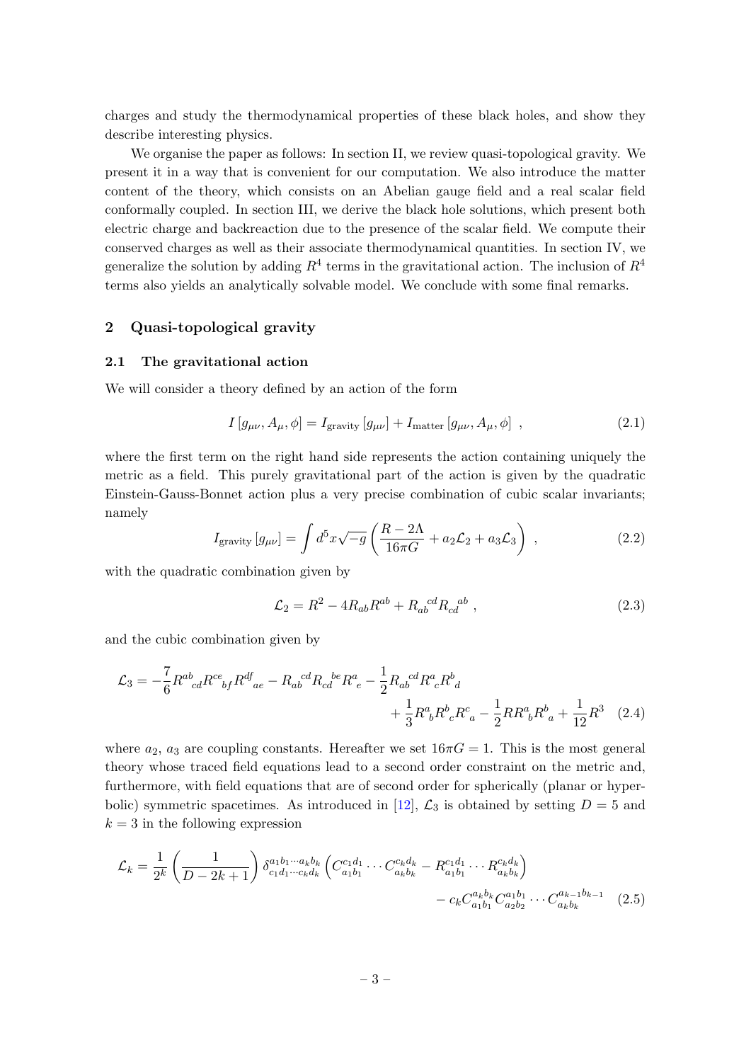charges and study the thermodynamical properties of these black holes, and show they describe interesting physics.

We organise the paper as follows: In section II, we review quasi-topological gravity. We present it in a way that is convenient for our computation. We also introduce the matter content of the theory, which consists on an Abelian gauge field and a real scalar field conformally coupled. In section III, we derive the black hole solutions, which present both electric charge and backreaction due to the presence of the scalar field. We compute their conserved charges as well as their associate thermodynamical quantities. In section IV, we generalize the solution by adding $R^4$ terms in the gravitational action. The inclusion of $R^4$ terms also yields an analytically solvable model. We conclude with some final remarks.

## 2 Quasi-topological gravity

### 2.1 The gravitational action

We will consider a theory defined by an action of the form

$$
I\left[g_{\mu\nu}, A_{\mu}, \phi\right] = I_{\text{gravity}}\left[g_{\mu\nu}\right] + I_{\text{matter}}\left[g_{\mu\nu}, A_{\mu}, \phi\right] \ , \tag{2.1}
$$

where the first term on the right hand side represents the action containing uniquely the metric as a field. This purely gravitational part of the action is given by the quadratic Einstein-Gauss-Bonnet action plus a very precise combination of cubic scalar invariants; namely

$$
I_{\text{gravity}}\left[g_{\mu\nu}\right] = \int d^5x\sqrt{-g}\left(\frac{R-2\Lambda}{16\pi G} + a_2\mathcal{L}_2 + a_3\mathcal{L}_3\right) \ , \tag{2.2}
$$

with the quadratic combination given by

$$
\mathcal{L}_2 = R^2 - 4R_{ab}R^{ab} + R_{ab}{}^{cd}R_{cd}{}^{ab} \ , \tag{2.3}
$$

and the cubic combination given by

$$
\mathcal{L}_3 = -\frac{7}{6}R^{ab}{}_{cd}R^{ce}{}_{bf}R^{df}{}_{ae} - R_{ab}{}^{cd}R_{cd}{}^{be}R^{a}{}_{e} - \frac{1}{2}R_{ab}{}^{cd}R^{a}{}_{c}R^{b}{}_{d} + \frac{1}{3}R^{a}{}_{b}R^{b}{}_{c}R^{c}{}_{a} - \frac{1}{2}RR^{a}{}_{b}R^{b}{}_{a} + \frac{1}{12}R^3 \tag{2.4}
$$

where $a_2$, $a_3$ are coupling constants. Hereafter we set $16\pi G = 1$. This is the most general theory whose traced field equations lead to a second order constraint on the metric and, furthermore, with field equations that are of second order for spherically (planar or hyperbolic) symmetric spacetimes. As introduced in [12], $\mathcal{L}_3$ is obtained by setting $D = 5$ and $k = 3$ in the following expression

$$
\mathcal{L}_k = \frac{1}{2^k}\left(\frac{1}{D-2k+1}\right)\delta^{a_1b_1\cdots a_kb_k}_{c_1d_1\cdots c_kd_k}\left(C^{c_1d_1}_{a_1b_1}\cdots C^{c_kd_k}_{a_kb_k} - R^{c_1d_1}_{a_1b_1}\cdots R^{c_kd_k}_{a_kb_k}\right) - c_kC^{a_kb_k}_{a_1b_1}C^{a_1b_1}_{a_2b_2}\cdots C^{a_{k-1}b_{k-1}}_{a_kb_k} \tag{2.5}
$$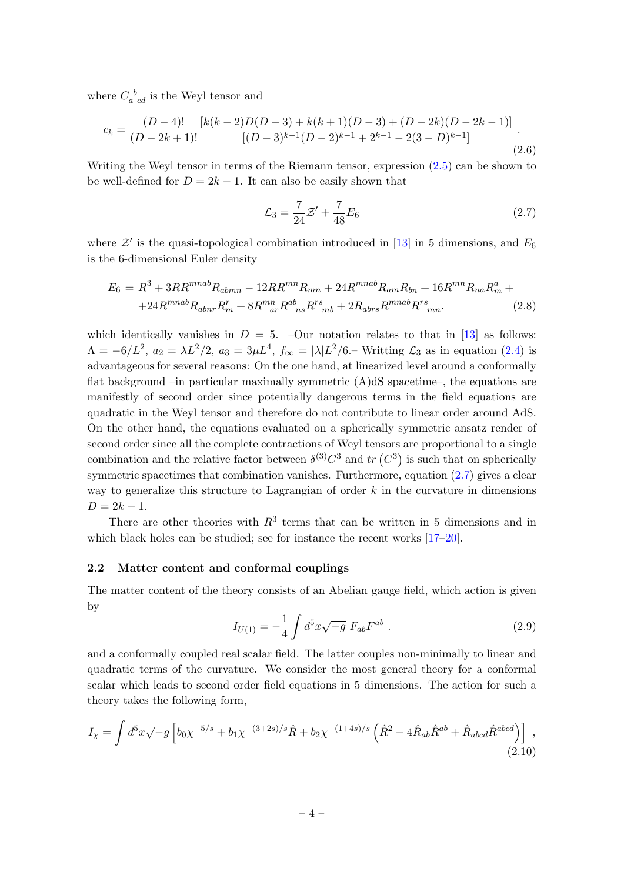where $C_{a\ cd}^{\ b}$ is the Weyl tensor and

$$
c_k = \frac{(D-4)!}{(D-2k+1)!}\frac{[k(k-2)D(D-3)+k(k+1)(D-3)+(D-2k)(D-2k-1)]}{[(D-3)^{k-1}(D-2)^{k-1}+2^{k-1}-2(3-D)^{k-1}]} . \tag{2.6}
$$

Writing the Weyl tensor in terms of the Riemann tensor, expression (2.5) can be shown to be well-defined for $D = 2k-1$. It can also be easily shown that

$$
\mathcal{L}_3 = \frac{7}{24}\mathcal{Z}' + \frac{7}{48}E_6 \tag{2.7}
$$

where $\mathcal{Z}'$ is the quasi-topological combination introduced in [13] in 5 dimensions, and $E_6$ is the 6-dimensional Euler density

$$
\begin{aligned}
E_6 = \; & R^3 + 3RR^{mnab}R_{abmn} - 12RR^{mn}R_{mn} + 24R^{mnab}R_{am}R_{bn} + 16R^{mn}R_{na}R^a_m + \\
& + 24R^{mnab}R_{abnr}R^r_m + 8R^{mn}{}_{ar}R^{ab}{}_{ns}R^{rs}{}_{mb} + 2R_{abrs}R^{mnab}R^{rs}{}_{mn}.
\end{aligned} \tag{2.8}
$$

which identically vanishes in $D = 5$. –Our notation relates to that in [13] as follows: $\Lambda = -6/L^2$, $a_2 = \lambda L^2/2$, $a_3 = 3\mu L^4$, $f_\infty = |\lambda|L^2/6$.– Writting $\mathcal{L}_3$ as in equation (2.4) is advantageous for several reasons: On the one hand, at linearized level around a conformally flat background –in particular maximally symmetric (A)dS spacetime–, the equations are manifestly of second order since potentially dangerous terms in the field equations are quadratic in the Weyl tensor and therefore do not contribute to linear order around AdS. On the other hand, the equations evaluated on a spherically symmetric ansatz render of second order since all the complete contractions of Weyl tensors are proportional to a single combination and the relative factor between $\delta^{(3)}C^3$ and $tr\left(C^3\right)$ is such that on spherically symmetric spacetimes that combination vanishes. Furthermore, equation (2.7) gives a clear way to generalize this structure to Lagrangian of order $k$ in the curvature in dimensions $D = 2k-1$.

There are other theories with $R^3$ terms that can be written in 5 dimensions and in which black holes can be studied; see for instance the recent works [17–20].

### 2.2 Matter content and conformal couplings

The matter content of the theory consists of an Abelian gauge field, which action is given by

$$
I_{U(1)} = -\frac{1}{4}\int d^5x\sqrt{-g}\; F_{ab}F^{ab} \; . \tag{2.9}
$$

and a conformally coupled real scalar field. The latter couples non-minimally to linear and quadratic terms of the curvature. We consider the most general theory for a conformal scalar which leads to second order field equations in 5 dimensions. The action for such a theory takes the following form,

$$
I_\chi = \int d^5x\sqrt{-g}\left[b_0\chi^{-5/s} + b_1\chi^{-(3+2s)/s}\hat{R} + b_2\chi^{-(1+4s)/s}\left(\hat{R}^2 - 4\hat{R}_{ab}\hat{R}^{ab} + \hat{R}_{abcd}\hat{R}^{abcd}\right)\right] , \tag{2.10}
$$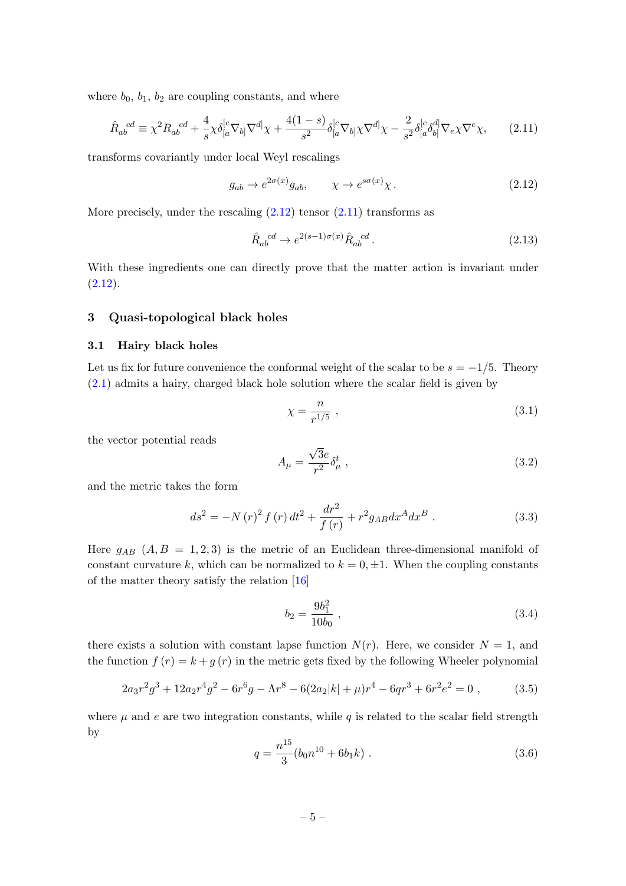where $b_0$, $b_1$, $b_2$ are coupling constants, and where

$$\hat{R}_{ab}{}^{cd} \equiv \chi^2 R_{ab}{}^{cd} + \frac{4}{s}\chi\delta^{[c}_{[a}\nabla_{b]}\nabla^{d]}\chi + \frac{4(1-s)}{s^2}\delta^{[c}_{[a}\nabla_{b]}\chi\nabla^{d]}\chi - \frac{2}{s^2}\delta^{[c}_{[a}\delta^{d]}_{b]}\nabla_e\chi\nabla^e\chi, \tag{2.11}$$

transforms covariantly under local Weyl rescalings

$$g_{ab} \to e^{2\sigma(x)}g_{ab}, \qquad \chi \to e^{s\sigma(x)}\chi\,. \tag{2.12}$$

More precisely, under the rescaling (2.12) tensor (2.11) transforms as

$$\hat{R}_{ab}{}^{cd} \to e^{2(s-1)\sigma(x)}\hat{R}_{ab}{}^{cd}\,. \tag{2.13}$$

With these ingredients one can directly prove that the matter action is invariant under (2.12).

## 3 Quasi-topological black holes

### 3.1 Hairy black holes

Let us fix for future convenience the conformal weight of the scalar to be $s = -1/5$. Theory (2.1) admits a hairy, charged black hole solution where the scalar field is given by

$$\chi = \frac{n}{r^{1/5}}\ , \tag{3.1}$$

the vector potential reads

$$A_\mu = \frac{\sqrt{3}e}{r^2}\delta^t_\mu\ , \tag{3.2}$$

and the metric takes the form

$$ds^2 = -N(r)^2 f(r)\,dt^2 + \frac{dr^2}{f(r)} + r^2 g_{AB}dx^A dx^B\ . \tag{3.3}$$

Here $g_{AB}$ $(A,B = 1,2,3)$ is the metric of an Euclidean three-dimensional manifold of constant curvature $k$, which can be normalized to $k = 0, \pm 1$. When the coupling constants of the matter theory satisfy the relation [16]

$$b_2 = \frac{9b_1^2}{10b_0}\ , \tag{3.4}$$

there exists a solution with constant lapse function $N(r)$. Here, we consider $N = 1$, and the function $f(r) = k + g(r)$ in the metric gets fixed by the following Wheeler polynomial

$$2a_3r^2g^3 + 12a_2r^4g^2 - 6r^6g - \Lambda r^8 - 6(2a_2|k| + \mu)r^4 - 6qr^3 + 6r^2e^2 = 0\ , \tag{3.5}$$

where $\mu$ and $e$ are two integration constants, while $q$ is related to the scalar field strength by

$$q = \frac{n^{15}}{3}(b_0n^{10} + 6b_1k)\ . \tag{3.6}$$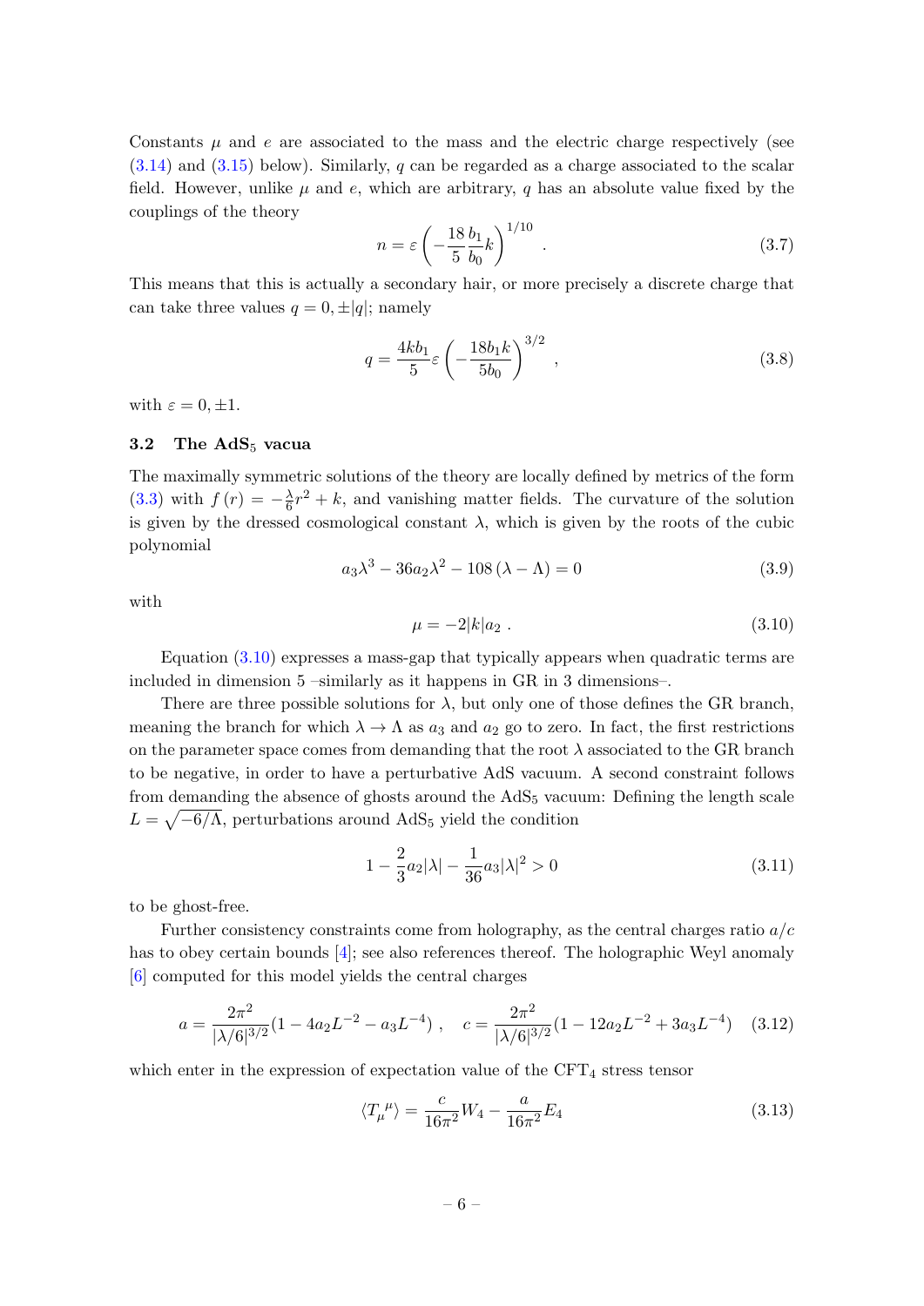Constants $\mu$ and $e$ are associated to the mass and the electric charge respectively (see (3.14) and (3.15) below). Similarly, $q$ can be regarded as a charge associated to the scalar field. However, unlike $\mu$ and $e$, which are arbitrary, $q$ has an absolute value fixed by the couplings of the theory

$$n = \varepsilon \left( -\frac{18}{5} \frac{b_1}{b_0} k \right)^{1/10} . \tag{3.7}$$

This means that this is actually a secondary hair, or more precisely a discrete charge that can take three values $q = 0, \pm|q|$; namely

$$q = \frac{4kb_1}{5} \varepsilon \left( -\frac{18 b_1 k}{5 b_0} \right)^{3/2} , \tag{3.8}$$

with $\varepsilon = 0, \pm 1$.

### 3.2 The AdS$_5$ vacua

The maximally symmetric solutions of the theory are locally defined by metrics of the form (3.3) with $f(r) = -\frac{\lambda}{6} r^2 + k$, and vanishing matter fields. The curvature of the solution is given by the dressed cosmological constant $\lambda$, which is given by the roots of the cubic polynomial

$$a_3 \lambda^3 - 36 a_2 \lambda^2 - 108 (\lambda - \Lambda) = 0 \tag{3.9}$$

with

$$\mu = -2|k| a_2 . \tag{3.10}$$

Equation (3.10) expresses a mass-gap that typically appears when quadratic terms are included in dimension 5 –similarly as it happens in GR in 3 dimensions–.

There are three possible solutions for $\lambda$, but only one of those defines the GR branch, meaning the branch for which $\lambda \to \Lambda$ as $a_3$ and $a_2$ go to zero. In fact, the first restrictions on the parameter space comes from demanding that the root $\lambda$ associated to the GR branch to be negative, in order to have a perturbative AdS vacuum. A second constraint follows from demanding the absence of ghosts around the AdS$_5$ vacuum: Defining the length scale $L = \sqrt{-6/\Lambda}$, perturbations around AdS$_5$ yield the condition

$$1 - \frac{2}{3} a_2 |\lambda| - \frac{1}{36} a_3 |\lambda|^2 > 0 \tag{3.11}$$

to be ghost-free.

Further consistency constraints come from holography, as the central charges ratio $a/c$ has to obey certain bounds [4]; see also references thereof. The holographic Weyl anomaly [6] computed for this model yields the central charges

$$a = \frac{2\pi^2}{|\lambda/6|^{3/2}} (1 - 4 a_2 L^{-2} - a_3 L^{-4}) , \quad c = \frac{2\pi^2}{|\lambda/6|^{3/2}} (1 - 12 a_2 L^{-2} + 3 a_3 L^{-4}) \tag{3.12}$$

which enter in the expression of expectation value of the CFT$_4$ stress tensor

$$\langle T_\mu{}^\mu \rangle = \frac{c}{16\pi^2} W_4 - \frac{a}{16\pi^2} E_4 \tag{3.13}$$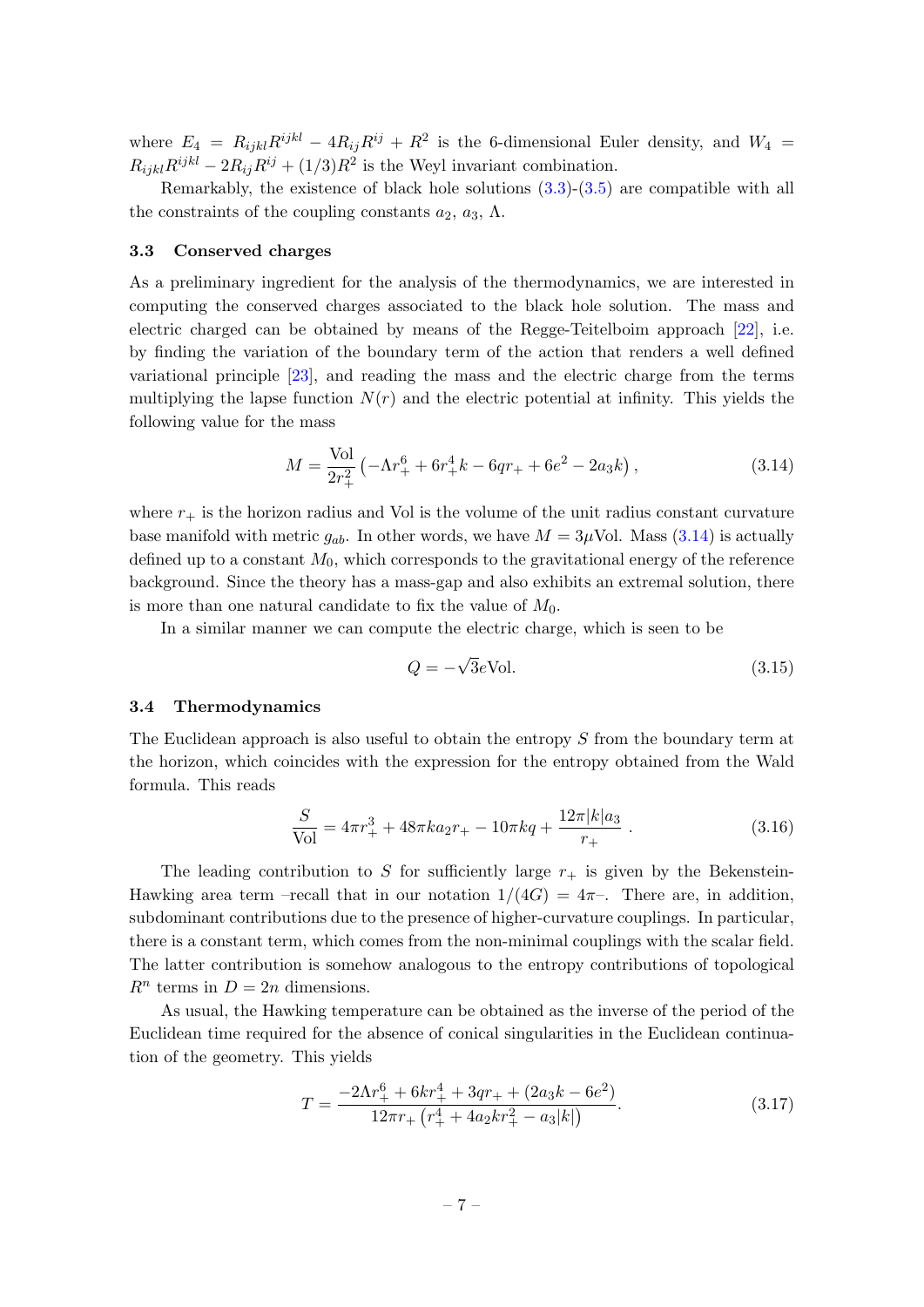where $E_4 = R_{ijkl}R^{ijkl} - 4R_{ij}R^{ij} + R^2$ is the 6-dimensional Euler density, and $W_4 = R_{ijkl}R^{ijkl} - 2R_{ij}R^{ij} + (1/3)R^2$ is the Weyl invariant combination.

Remarkably, the existence of black hole solutions (3.3)-(3.5) are compatible with all the constraints of the coupling constants $a_2$, $a_3$, $\Lambda$.

### 3.3 Conserved charges

As a preliminary ingredient for the analysis of the thermodynamics, we are interested in computing the conserved charges associated to the black hole solution. The mass and electric charged can be obtained by means of the Regge-Teitelboim approach [22], i.e. by finding the variation of the boundary term of the action that renders a well defined variational principle [23], and reading the mass and the electric charge from the terms multiplying the lapse function $N(r)$ and the electric potential at infinity. This yields the following value for the mass

$$M = \frac{\text{Vol}}{2r_+^2}\left(-\Lambda r_+^6 + 6r_+^4 k - 6qr_+ + 6e^2 - 2a_3 k\right), \tag{3.14}$$

where $r_+$ is the horizon radius and Vol is the volume of the unit radius constant curvature base manifold with metric $g_{ab}$. In other words, we have $M = 3\mu\text{Vol}$. Mass (3.14) is actually defined up to a constant $M_0$, which corresponds to the gravitational energy of the reference background. Since the theory has a mass-gap and also exhibits an extremal solution, there is more than one natural candidate to fix the value of $M_0$.

In a similar manner we can compute the electric charge, which is seen to be

$$Q = -\sqrt{3}e\text{Vol}. \tag{3.15}$$

### 3.4 Thermodynamics

The Euclidean approach is also useful to obtain the entropy $S$ from the boundary term at the horizon, which coincides with the expression for the entropy obtained from the Wald formula. This reads

$$\frac{S}{\text{Vol}} = 4\pi r_+^3 + 48\pi k a_2 r_+ - 10\pi kq + \frac{12\pi |k| a_3}{r_+}. \tag{3.16}$$

The leading contribution to $S$ for sufficiently large $r_+$ is given by the Bekenstein-Hawking area term –recall that in our notation $1/(4G) = 4\pi$–. There are, in addition, subdominant contributions due to the presence of higher-curvature couplings. In particular, there is a constant term, which comes from the non-minimal couplings with the scalar field. The latter contribution is somehow analogous to the entropy contributions of topological $R^n$ terms in $D = 2n$ dimensions.

As usual, the Hawking temperature can be obtained as the inverse of the period of the Euclidean time required for the absence of conical singularities in the Euclidean continuation of the geometry. This yields

$$T = \frac{-2\Lambda r_+^6 + 6kr_+^4 + 3qr_+ + (2a_3 k - 6e^2)}{12\pi r_+\left(r_+^4 + 4a_2 k r_+^2 - a_3|k|\right)}. \tag{3.17}$$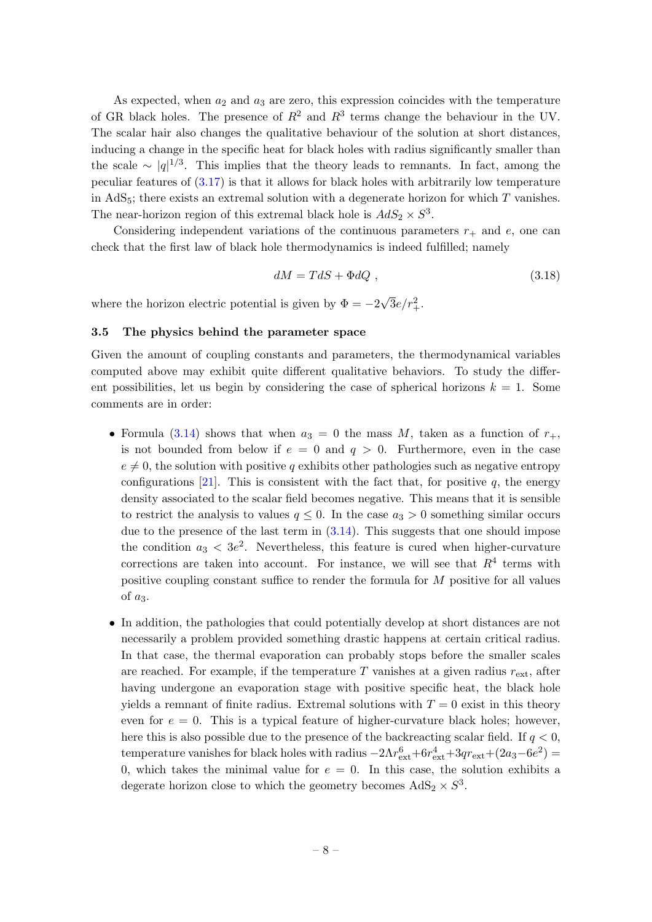As expected, when $a_2$ and $a_3$ are zero, this expression coincides with the temperature of GR black holes. The presence of $R^2$ and $R^3$ terms change the behaviour in the UV. The scalar hair also changes the qualitative behaviour of the solution at short distances, inducing a change in the specific heat for black holes with radius significantly smaller than the scale $\sim |q|^{1/3}$. This implies that the theory leads to remnants. In fact, among the peculiar features of (3.17) is that it allows for black holes with arbitrarily low temperature in AdS$_5$; there exists an extremal solution with a degenerate horizon for which $T$ vanishes. The near-horizon region of this extremal black hole is $AdS_2 \times S^3$.

Considering independent variations of the continuous parameters $r_+$ and $e$, one can check that the first law of black hole thermodynamics is indeed fulfilled; namely

$$dM = TdS + \Phi dQ \ , \tag{3.18}$$

where the horizon electric potential is given by $\Phi = -2\sqrt{3}e/r_+^2$.

### 3.5 The physics behind the parameter space

Given the amount of coupling constants and parameters, the thermodynamical variables computed above may exhibit quite different qualitative behaviors. To study the different possibilities, let us begin by considering the case of spherical horizons $k = 1$. Some comments are in order:

- Formula (3.14) shows that when $a_3 = 0$ the mass $M$, taken as a function of $r_+$, is not bounded from below if $e = 0$ and $q > 0$. Furthermore, even in the case $e \neq 0$, the solution with positive $q$ exhibits other pathologies such as negative entropy configurations [21]. This is consistent with the fact that, for positive $q$, the energy density associated to the scalar field becomes negative. This means that it is sensible to restrict the analysis to values $q \leq 0$. In the case $a_3 > 0$ something similar occurs due to the presence of the last term in (3.14). This suggests that one should impose the condition $a_3 < 3e^2$. Nevertheless, this feature is cured when higher-curvature corrections are taken into account. For instance, we will see that $R^4$ terms with positive coupling constant suffice to render the formula for $M$ positive for all values of $a_3$.

- In addition, the pathologies that could potentially develop at short distances are not necessarily a problem provided something drastic happens at certain critical radius. In that case, the thermal evaporation can probably stops before the smaller scales are reached. For example, if the temperature $T$ vanishes at a given radius $r_{\text{ext}}$, after having undergone an evaporation stage with positive specific heat, the black hole yields a remnant of finite radius. Extremal solutions with $T = 0$ exist in this theory even for $e = 0$. This is a typical feature of higher-curvature black holes; however, here this is also possible due to the presence of the backreacting scalar field. If $q < 0$, temperature vanishes for black holes with radius $-2\Lambda r_{\text{ext}}^6 + 6r_{\text{ext}}^4 + 3qr_{\text{ext}} + (2a_3 - 6e^2) = 0$, which takes the minimal value for $e = 0$. In this case, the solution exhibits a degerate horizon close to which the geometry becomes AdS$_2 \times S^3$.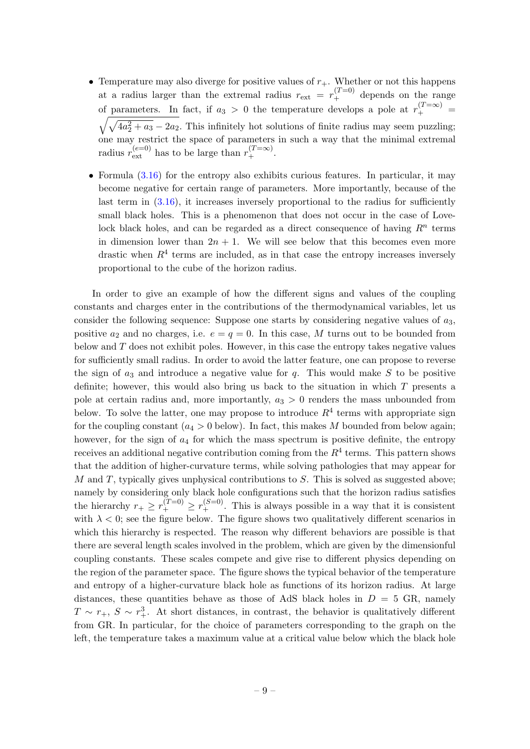- Temperature may also diverge for positive values of $r_+$. Whether or not this happens at a radius larger than the extremal radius $r_{\text{ext}} = r_+^{(T=0)}$ depends on the range of parameters. In fact, if $a_3 > 0$ the temperature develops a pole at $r_+^{(T=\infty)} = \sqrt{\sqrt{4a_2^2 + a_3} - 2a_2}$. This infinitely hot solutions of finite radius may seem puzzling; one may restrict the space of parameters in such a way that the minimal extremal radius $r_{\text{ext}}^{(e=0)}$ has to be large than $r_+^{(T=\infty)}$.

- Formula (3.16) for the entropy also exhibits curious features. In particular, it may become negative for certain range of parameters. More importantly, because of the last term in (3.16), it increases inversely proportional to the radius for sufficiently small black holes. This is a phenomenon that does not occur in the case of Lovelock black holes, and can be regarded as a direct consequence of having $R^n$ terms in dimension lower than $2n + 1$. We will see below that this becomes even more drastic when $R^4$ terms are included, as in that case the entropy increases inversely proportional to the cube of the horizon radius.

In order to give an example of how the different signs and values of the coupling constants and charges enter in the contributions of the thermodynamical variables, let us consider the following sequence: Suppose one starts by considering negative values of $a_3$, positive $a_2$ and no charges, i.e. $e = q = 0$. In this case, $M$ turns out to be bounded from below and $T$ does not exhibit poles. However, in this case the entropy takes negative values for sufficiently small radius. In order to avoid the latter feature, one can propose to reverse the sign of $a_3$ and introduce a negative value for $q$. This would make $S$ to be positive definite; however, this would also bring us back to the situation in which $T$ presents a pole at certain radius and, more importantly, $a_3 > 0$ renders the mass unbounded from below. To solve the latter, one may propose to introduce $R^4$ terms with appropriate sign for the coupling constant ($a_4 > 0$ below). In fact, this makes $M$ bounded from below again; however, for the sign of $a_4$ for which the mass spectrum is positive definite, the entropy receives an additional negative contribution coming from the $R^4$ terms. This pattern shows that the addition of higher-curvature terms, while solving pathologies that may appear for $M$ and $T$, typically gives unphysical contributions to $S$. This is solved as suggested above; namely by considering only black hole configurations such that the horizon radius satisfies the hierarchy $r_+ \geq r_+^{(T=0)} \geq r_+^{(S=0)}$. This is always possible in a way that it is consistent with $\lambda < 0$; see the figure below. The figure shows two qualitatively different scenarios in which this hierarchy is respected. The reason why different behaviors are possible is that there are several length scales involved in the problem, which are given by the dimensionful coupling constants. These scales compete and give rise to different physics depending on the region of the parameter space. The figure shows the typical behavior of the temperature and entropy of a higher-curvature black hole as functions of its horizon radius. At large distances, these quantities behave as those of AdS black holes in $D = 5$ GR, namely $T \sim r_+$, $S \sim r_+^3$. At short distances, in contrast, the behavior is qualitatively different from GR. In particular, for the choice of parameters corresponding to the graph on the left, the temperature takes a maximum value at a critical value below which the black hole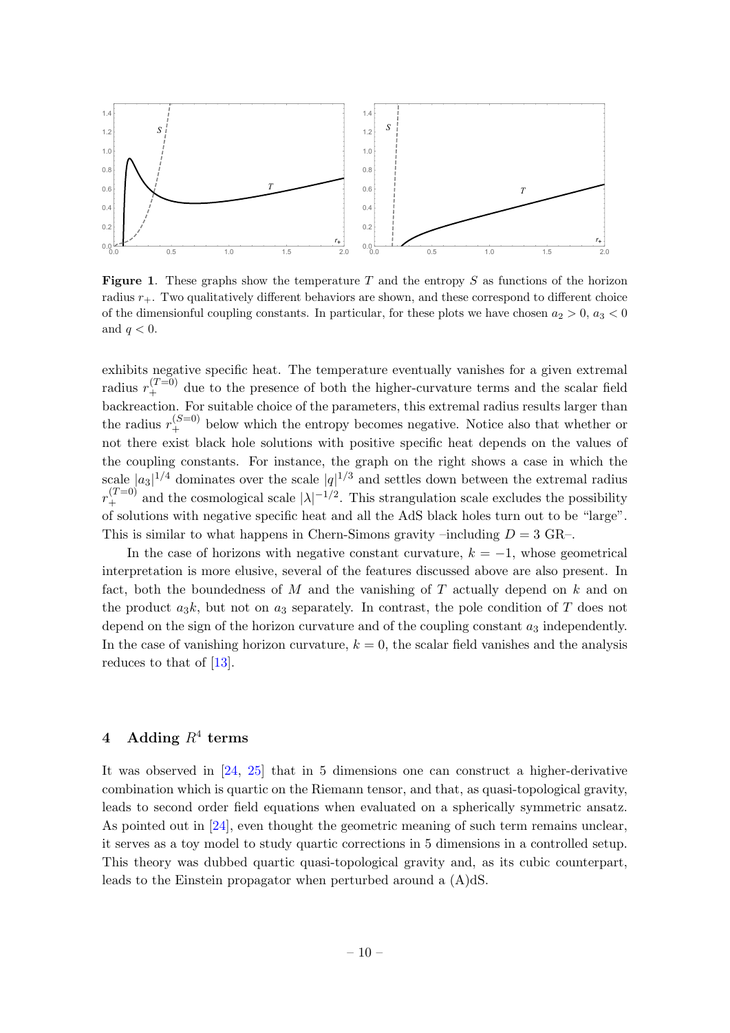**Figure 1**. These graphs show the temperature $T$ and the entropy $S$ as functions of the horizon radius $r_+$. Two qualitatively different behaviors are shown, and these correspond to different choice of the dimensionful coupling constants. In particular, for these plots we have chosen $a_2 > 0$, $a_3 < 0$ and $q < 0$.

exhibits negative specific heat. The temperature eventually vanishes for a given extremal radius $r_+^{(T=0)}$ due to the presence of both the higher-curvature terms and the scalar field backreaction. For suitable choice of the parameters, this extremal radius results larger than the radius $r_+^{(S=0)}$ below which the entropy becomes negative. Notice also that whether or not there exist black hole solutions with positive specific heat depends on the values of the coupling constants. For instance, the graph on the right shows a case in which the scale $|a_3|^{1/4}$ dominates over the scale $|q|^{1/3}$ and settles down between the extremal radius $r_+^{(T=0)}$ and the cosmological scale $|\lambda|^{-1/2}$. This strangulation scale excludes the possibility of solutions with negative specific heat and all the AdS black holes turn out to be "large". This is similar to what happens in Chern-Simons gravity –including $D = 3$ GR–.

In the case of horizons with negative constant curvature, $k = -1$, whose geometrical interpretation is more elusive, several of the features discussed above are also present. In fact, both the boundedness of $M$ and the vanishing of $T$ actually depend on $k$ and on the product $a_3k$, but not on $a_3$ separately. In contrast, the pole condition of $T$ does not depend on the sign of the horizon curvature and of the coupling constant $a_3$ independently. In the case of vanishing horizon curvature, $k = 0$, the scalar field vanishes and the analysis reduces to that of [13].

## 4 Adding $R^4$ terms

It was observed in [24, 25] that in 5 dimensions one can construct a higher-derivative combination which is quartic on the Riemann tensor, and that, as quasi-topological gravity, leads to second order field equations when evaluated on a spherically symmetric ansatz. As pointed out in [24], even thought the geometric meaning of such term remains unclear, it serves as a toy model to study quartic corrections in 5 dimensions in a controlled setup. This theory was dubbed quartic quasi-topological gravity and, as its cubic counterpart, leads to the Einstein propagator when perturbed around a (A)dS.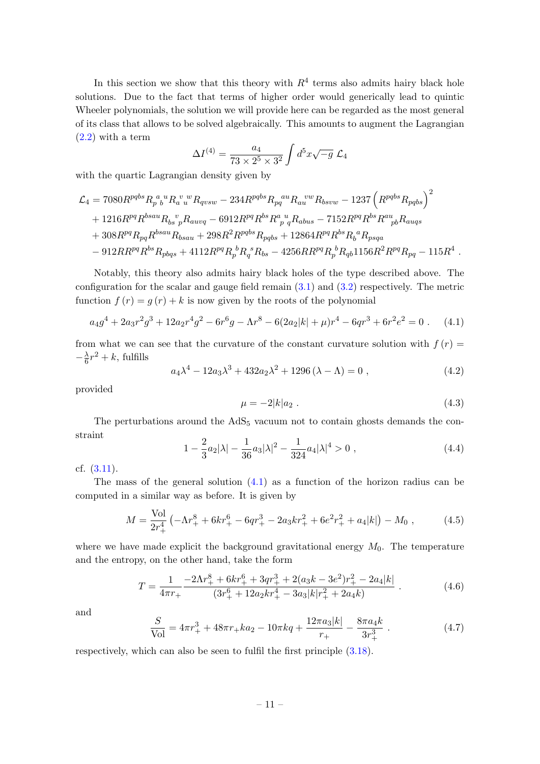In this section we show that this theory with $R^4$ terms also admits hairy black hole solutions. Due to the fact that terms of higher order would generically lead to quintic Wheeler polynomials, the solution we will provide here can be regarded as the most general of its class that allows to be solved algebraically. This amounts to augment the Lagrangian (2.2) with a term

$$\Delta I^{(4)} = \frac{a_4}{73 \times 2^5 \times 3^2} \int d^5x \sqrt{-g}\ \mathcal{L}_4$$

with the quartic Lagrangian density given by

$$\begin{aligned}
\mathcal{L}_4 &= 7080 R^{pqbs} R_{p\ b}^{\ a\ u} R_{a\ u}^{\ v\ w} R_{qvsw} - 234 R^{pqbs} R_{pq}^{\ \ au} R_{au}^{\ \ vw} R_{bsvw} - 1237 \left(R^{pqbs} R_{pqbs}\right)^2 \\
&+ 1216 R^{pq} R^{bsau} R_{bs\ p}^{\ \ v} R_{auvq} - 6912 R^{pq} R^{bs} R_{p\ q}^{a\ u} R_{abus} - 7152 R^{pq} R^{bs} R^{au}_{\ \ pb} R_{auqs} \\
&+ 308 R^{pq} R_{pq} R^{bsau} R_{bsau} + 298 R^2 R^{pqbs} R_{pqbs} + 12864 R^{pq} R^{bs} R_b^{\ a} R_{psqa} \\
&- 912 R R^{pq} R^{bs} R_{pbqs} + 4112 R^{pq} R_p^{\ b} R_q^{\ s} R_{bs} - 4256 R R^{pq} R_p^{\ b} R_{qb} 1156 R^2 R^{pq} R_{pq} - 115 R^4 \ .
\end{aligned}$$

Notably, this theory also admits hairy black holes of the type described above. The configuration for the scalar and gauge field remain (3.1) and (3.2) respectively. The metric function $f(r) = g(r) + k$ is now given by the roots of the polynomial

$$a_4 g^4 + 2a_3 r^2 g^3 + 12a_2 r^4 g^2 - 6r^6 g - \Lambda r^8 - 6(2a_2|k| + \mu) r^4 - 6qr^3 + 6r^2 e^2 = 0\ . \tag{4.1}$$

from what we can see that the curvature of the constant curvature solution with $f(r) = -\frac{\lambda}{6} r^2 + k$, fulfills

$$a_4 \lambda^4 - 12 a_3 \lambda^3 + 432 a_2 \lambda^2 + 1296 (\lambda - \Lambda) = 0\ , \tag{4.2}$$

provided

$$\mu = -2|k| a_2\ . \tag{4.3}$$

The perturbations around the $\text{AdS}_5$ vacuum not to contain ghosts demands the constraint

$$1 - \frac{2}{3} a_2 |\lambda| - \frac{1}{36} a_3 |\lambda|^2 - \frac{1}{324} a_4 |\lambda|^4 > 0\ , \tag{4.4}$$

cf. (3.11).

The mass of the general solution (4.1) as a function of the horizon radius can be computed in a similar way as before. It is given by

$$M = \frac{\text{Vol}}{2r_+^4} \left(-\Lambda r_+^8 + 6kr_+^6 - 6qr_+^3 - 2a_3 k r_+^2 + 6e^2 r_+^2 + a_4 |k|\right) - M_0\ , \tag{4.5}$$

where we have made explicit the background gravitational energy $M_0$. The temperature and the entropy, on the other hand, take the form

$$T = \frac{1}{4\pi r_+} \frac{-2\Lambda r_+^8 + 6kr_+^6 + 3qr_+^3 + 2(a_3 k - 3e^2) r_+^2 - 2a_4 |k|}{(3r_+^6 + 12 a_2 k r_+^4 - 3a_3 |k| r_+^2 + 2a_4 k)}\ . \tag{4.6}$$

and

$$\frac{S}{\text{Vol}} = 4\pi r_+^3 + 48\pi r_+ k a_2 - 10\pi kq + \frac{12\pi a_3 |k|}{r_+} - \frac{8\pi a_4 k}{3r_+^3}\ . \tag{4.7}$$

respectively, which can also be seen to fulfil the first principle (3.18).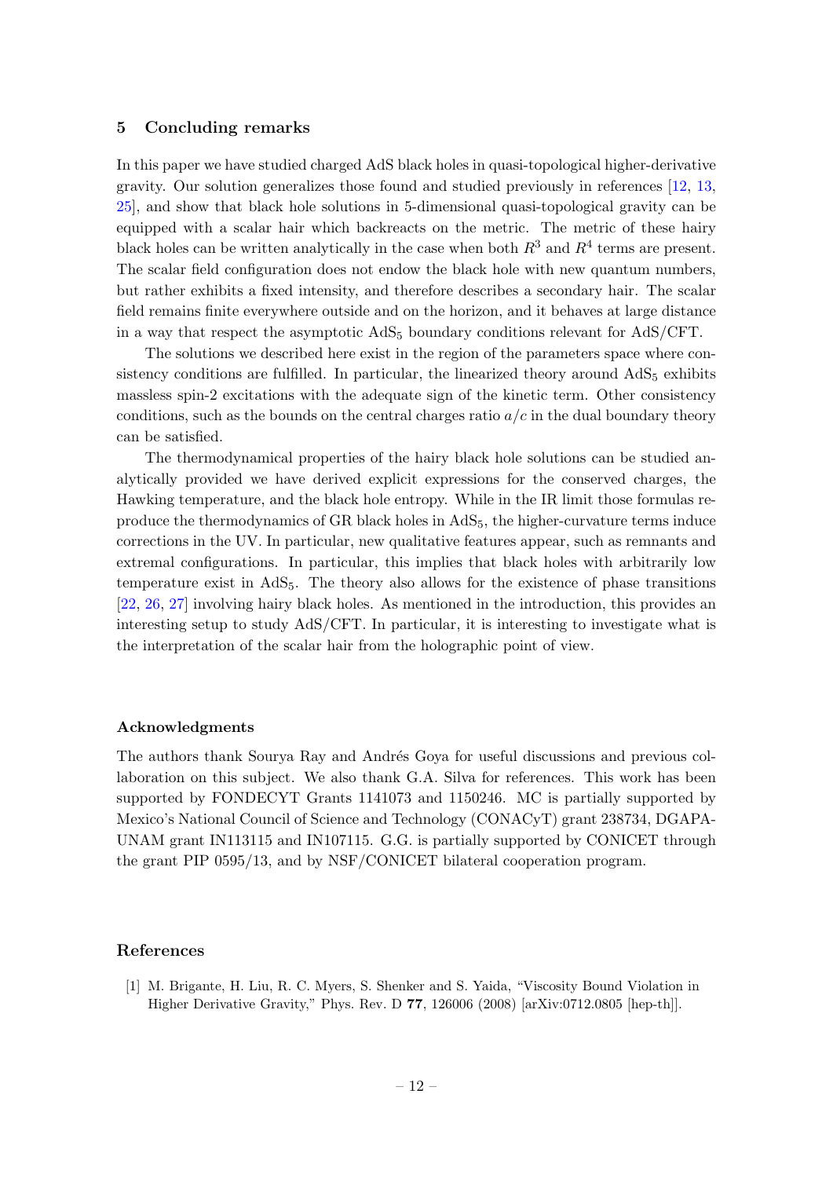## 5 Concluding remarks

In this paper we have studied charged AdS black holes in quasi-topological higher-derivative gravity. Our solution generalizes those found and studied previously in references [12, 13, 25], and show that black hole solutions in 5-dimensional quasi-topological gravity can be equipped with a scalar hair which backreacts on the metric. The metric of these hairy black holes can be written analytically in the case when both $R^3$ and $R^4$ terms are present. The scalar field configuration does not endow the black hole with new quantum numbers, but rather exhibits a fixed intensity, and therefore describes a secondary hair. The scalar field remains finite everywhere outside and on the horizon, and it behaves at large distance in a way that respect the asymptotic $\mathrm{AdS}_5$ boundary conditions relevant for AdS/CFT.

The solutions we described here exist in the region of the parameters space where consistency conditions are fulfilled. In particular, the linearized theory around $\mathrm{AdS}_5$ exhibits massless spin-2 excitations with the adequate sign of the kinetic term. Other consistency conditions, such as the bounds on the central charges ratio $a/c$ in the dual boundary theory can be satisfied.

The thermodynamical properties of the hairy black hole solutions can be studied analytically provided we have derived explicit expressions for the conserved charges, the Hawking temperature, and the black hole entropy. While in the IR limit those formulas reproduce the thermodynamics of GR black holes in $\mathrm{AdS}_5$, the higher-curvature terms induce corrections in the UV. In particular, new qualitative features appear, such as remnants and extremal configurations. In particular, this implies that black holes with arbitrarily low temperature exist in $\mathrm{AdS}_5$. The theory also allows for the existence of phase transitions [22, 26, 27] involving hairy black holes. As mentioned in the introduction, this provides an interesting setup to study AdS/CFT. In particular, it is interesting to investigate what is the interpretation of the scalar hair from the holographic point of view.

### Acknowledgments

The authors thank Sourya Ray and Andrés Goya for useful discussions and previous collaboration on this subject. We also thank G.A. Silva for references. This work has been supported by FONDECYT Grants 1141073 and 1150246. MC is partially supported by Mexico's National Council of Science and Technology (CONACyT) grant 238734, DGAPA-UNAM grant IN113115 and IN107115. G.G. is partially supported by CONICET through the grant PIP 0595/13, and by NSF/CONICET bilateral cooperation program.

## References

[1] M. Brigante, H. Liu, R. C. Myers, S. Shenker and S. Yaida, "Viscosity Bound Violation in Higher Derivative Gravity," Phys. Rev. D **77**, 126006 (2008) [arXiv:0712.0805 [hep-th]].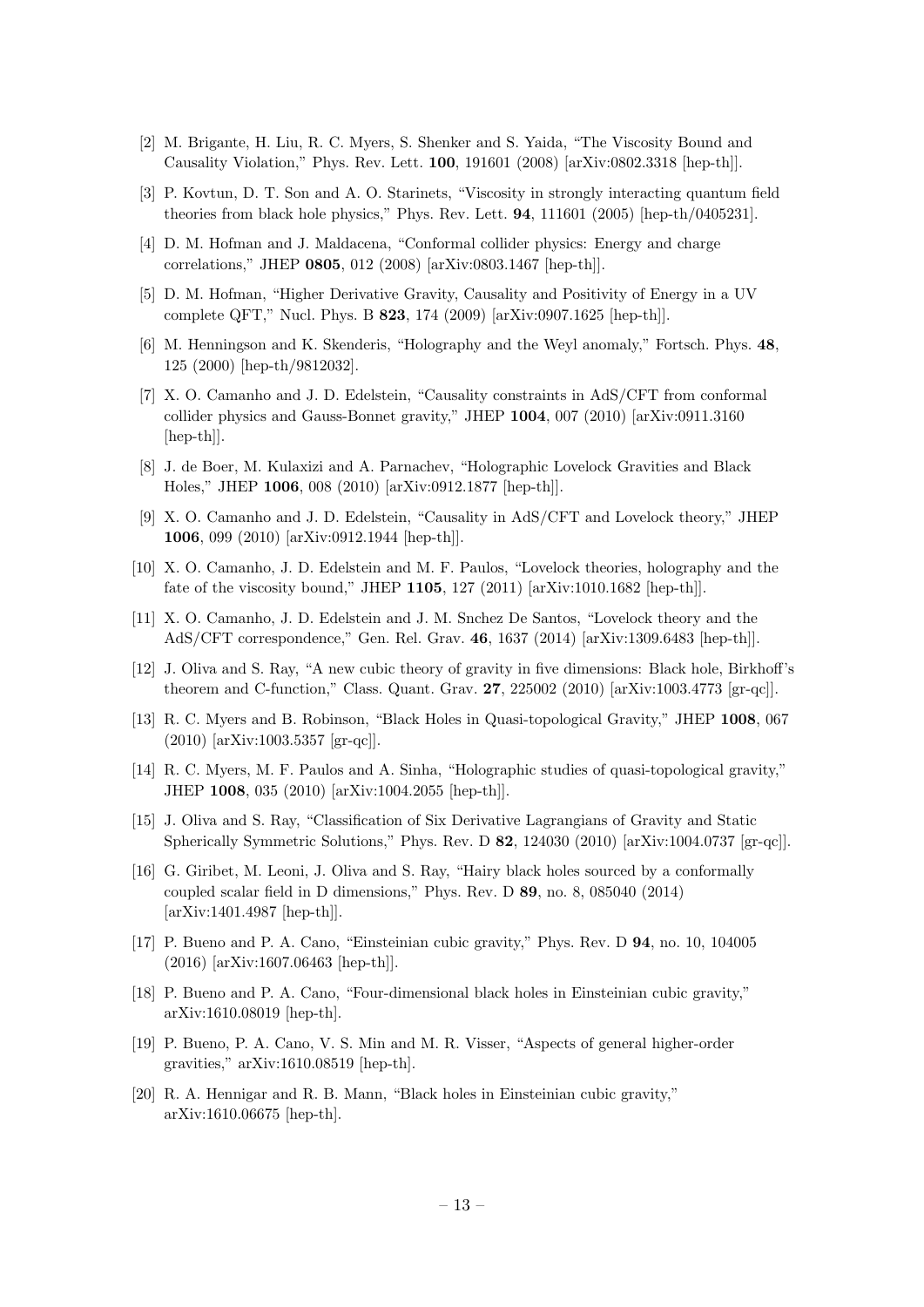[2] M. Brigante, H. Liu, R. C. Myers, S. Shenker and S. Yaida, "The Viscosity Bound and Causality Violation," Phys. Rev. Lett. **100**, 191601 (2008) [arXiv:0802.3318 [hep-th]].

[3] P. Kovtun, D. T. Son and A. O. Starinets, "Viscosity in strongly interacting quantum field theories from black hole physics," Phys. Rev. Lett. **94**, 111601 (2005) [hep-th/0405231].

[4] D. M. Hofman and J. Maldacena, "Conformal collider physics: Energy and charge correlations," JHEP **0805**, 012 (2008) [arXiv:0803.1467 [hep-th]].

[5] D. M. Hofman, "Higher Derivative Gravity, Causality and Positivity of Energy in a UV complete QFT," Nucl. Phys. B **823**, 174 (2009) [arXiv:0907.1625 [hep-th]].

[6] M. Henningson and K. Skenderis, "Holography and the Weyl anomaly," Fortsch. Phys. **48**, 125 (2000) [hep-th/9812032].

[7] X. O. Camanho and J. D. Edelstein, "Causality constraints in AdS/CFT from conformal collider physics and Gauss-Bonnet gravity," JHEP **1004**, 007 (2010) [arXiv:0911.3160 [hep-th]].

[8] J. de Boer, M. Kulaxizi and A. Parnachev, "Holographic Lovelock Gravities and Black Holes," JHEP **1006**, 008 (2010) [arXiv:0912.1877 [hep-th]].

[9] X. O. Camanho and J. D. Edelstein, "Causality in AdS/CFT and Lovelock theory," JHEP **1006**, 099 (2010) [arXiv:0912.1944 [hep-th]].

[10] X. O. Camanho, J. D. Edelstein and M. F. Paulos, "Lovelock theories, holography and the fate of the viscosity bound," JHEP **1105**, 127 (2011) [arXiv:1010.1682 [hep-th]].

[11] X. O. Camanho, J. D. Edelstein and J. M. Snchez De Santos, "Lovelock theory and the AdS/CFT correspondence," Gen. Rel. Grav. **46**, 1637 (2014) [arXiv:1309.6483 [hep-th]].

[12] J. Oliva and S. Ray, "A new cubic theory of gravity in five dimensions: Black hole, Birkhoff's theorem and C-function," Class. Quant. Grav. **27**, 225002 (2010) [arXiv:1003.4773 [gr-qc]].

[13] R. C. Myers and B. Robinson, "Black Holes in Quasi-topological Gravity," JHEP **1008**, 067 (2010) [arXiv:1003.5357 [gr-qc]].

[14] R. C. Myers, M. F. Paulos and A. Sinha, "Holographic studies of quasi-topological gravity," JHEP **1008**, 035 (2010) [arXiv:1004.2055 [hep-th]].

[15] J. Oliva and S. Ray, "Classification of Six Derivative Lagrangians of Gravity and Static Spherically Symmetric Solutions," Phys. Rev. D **82**, 124030 (2010) [arXiv:1004.0737 [gr-qc]].

[16] G. Giribet, M. Leoni, J. Oliva and S. Ray, "Hairy black holes sourced by a conformally coupled scalar field in D dimensions," Phys. Rev. D **89**, no. 8, 085040 (2014) [arXiv:1401.4987 [hep-th]].

[17] P. Bueno and P. A. Cano, "Einsteinian cubic gravity," Phys. Rev. D **94**, no. 10, 104005 (2016) [arXiv:1607.06463 [hep-th]].

[18] P. Bueno and P. A. Cano, "Four-dimensional black holes in Einsteinian cubic gravity," arXiv:1610.08019 [hep-th].

[19] P. Bueno, P. A. Cano, V. S. Min and M. R. Visser, "Aspects of general higher-order gravities," arXiv:1610.08519 [hep-th].

[20] R. A. Hennigar and R. B. Mann, "Black holes in Einsteinian cubic gravity," arXiv:1610.06675 [hep-th].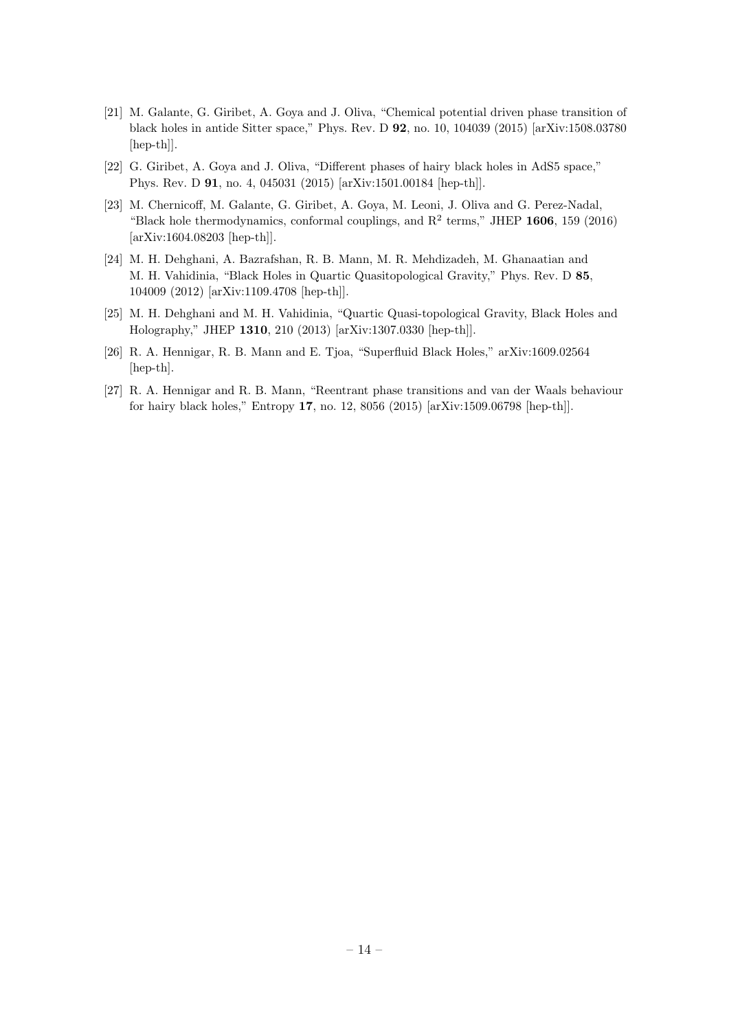[21] M. Galante, G. Giribet, A. Goya and J. Oliva, "Chemical potential driven phase transition of black holes in antide Sitter space," Phys. Rev. D **92**, no. 10, 104039 (2015) [arXiv:1508.03780 [hep-th]].

[22] G. Giribet, A. Goya and J. Oliva, "Different phases of hairy black holes in AdS5 space," Phys. Rev. D **91**, no. 4, 045031 (2015) [arXiv:1501.00184 [hep-th]].

[23] M. Chernicoff, M. Galante, G. Giribet, A. Goya, M. Leoni, J. Oliva and G. Perez-Nadal, "Black hole thermodynamics, conformal couplings, and $R^2$ terms," JHEP **1606**, 159 (2016) [arXiv:1604.08203 [hep-th]].

[24] M. H. Dehghani, A. Bazrafshan, R. B. Mann, M. R. Mehdizadeh, M. Ghanaatian and M. H. Vahidinia, "Black Holes in Quartic Quasitopological Gravity," Phys. Rev. D **85**, 104009 (2012) [arXiv:1109.4708 [hep-th]].

[25] M. H. Dehghani and M. H. Vahidinia, "Quartic Quasi-topological Gravity, Black Holes and Holography," JHEP **1310**, 210 (2013) [arXiv:1307.0330 [hep-th]].

[26] R. A. Hennigar, R. B. Mann and E. Tjoa, "Superfluid Black Holes," arXiv:1609.02564 [hep-th].

[27] R. A. Hennigar and R. B. Mann, "Reentrant phase transitions and van der Waals behaviour for hairy black holes," Entropy **17**, no. 12, 8056 (2015) [arXiv:1509.06798 [hep-th]].